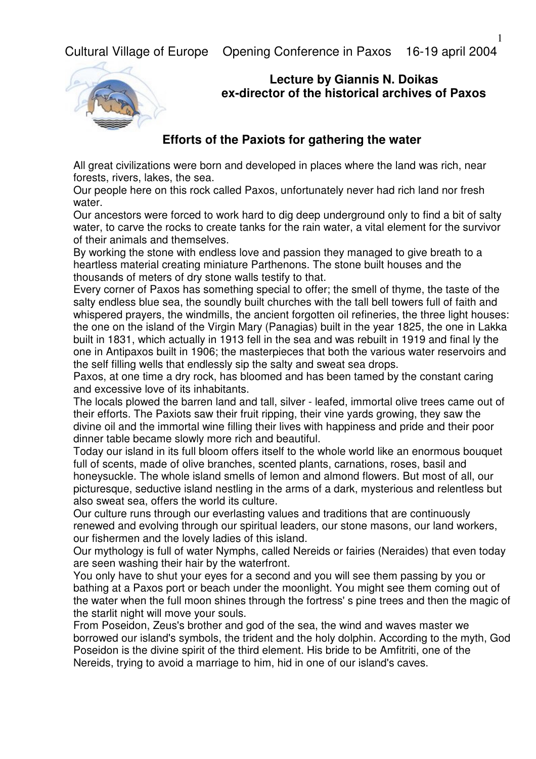Cultural Village of Europe Opening Conference in Paxos 16-19 april 2004

**Lecture by Giannis N. Doikas**
**ex-director of the historical archives of Paxos**

## Efforts of the Paxiots for gathering the water

All great civilizations were born and developed in places where the land was rich, near forests, rivers, lakes, the sea.

Our people here on this rock called Paxos, unfortunately never had rich land nor fresh water.

Our ancestors were forced to work hard to dig deep underground only to find a bit of salty water, to carve the rocks to create tanks for the rain water, a vital element for the survivor of their animals and themselves.

By working the stone with endless love and passion they managed to give breath to a heartless material creating miniature Parthenons. The stone built houses and the thousands of meters of dry stone walls testify to that.

Every corner of Paxos has something special to offer; the smell of thyme, the taste of the salty endless blue sea, the soundly built churches with the tall bell towers full of faith and whispered prayers, the windmills, the ancient forgotten oil refineries, the three light houses: the one on the island of the Virgin Mary (Panagias) built in the year 1825, the one in Lakka built in 1831, which actually in 1913 fell in the sea and was rebuilt in 1919 and final ly the one in Antipaxos built in 1906; the masterpieces that both the various water reservoirs and the self filling wells that endlessly sip the salty and sweat sea drops.

Paxos, at one time a dry rock, has bloomed and has been tamed by the constant caring and excessive love of its inhabitants.

The locals plowed the barren land and tall, silver - leafed, immortal olive trees came out of their efforts. The Paxiots saw their fruit ripping, their vine yards growing, they saw the divine oil and the immortal wine filling their lives with happiness and pride and their poor dinner table became slowly more rich and beautiful.

Today our island in its full bloom offers itself to the whole world like an enormous bouquet full of scents, made of olive branches, scented plants, carnations, roses, basil and honeysuckle. The whole island smells of lemon and almond flowers. But most of all, our picturesque, seductive island nestling in the arms of a dark, mysterious and relentless but also sweat sea, offers the world its culture.

Our culture runs through our everlasting values and traditions that are continuously renewed and evolving through our spiritual leaders, our stone masons, our land workers, our fishermen and the lovely ladies of this island.

Our mythology is full of water Nymphs, called Nereids or fairies (Neraides) that even today are seen washing their hair by the waterfront.

You only have to shut your eyes for a second and you will see them passing by you or bathing at a Paxos port or beach under the moonlight. You might see them coming out of the water when the full moon shines through the fortress' s pine trees and then the magic of the starlit night will move your souls.

From Poseidon, Zeus's brother and god of the sea, the wind and waves master we borrowed our island's symbols, the trident and the holy dolphin. According to the myth, God Poseidon is the divine spirit of the third element. His bride to be Amfitriti, one of the Nereids, trying to avoid a marriage to him, hid in one of our island's caves.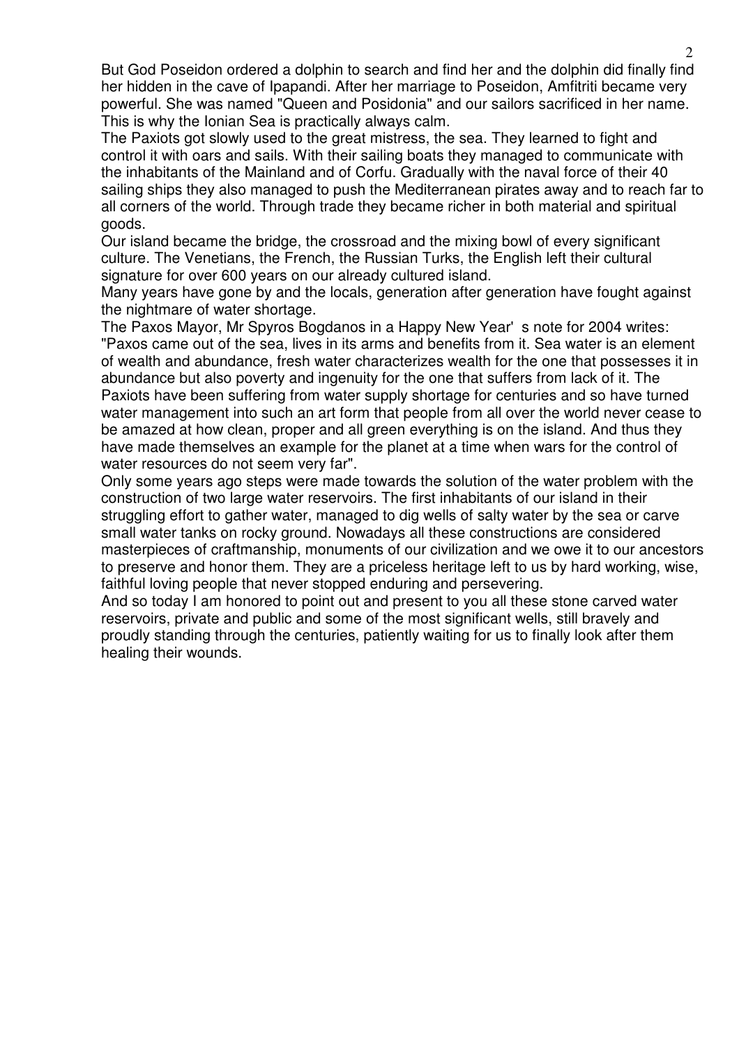But God Poseidon ordered a dolphin to search and find her and the dolphin did finally find her hidden in the cave of Ipapandi. After her marriage to Poseidon, Amfitriti became very powerful. She was named "Queen and Posidonia" and our sailors sacrificed in her name. This is why the Ionian Sea is practically always calm.

The Paxiots got slowly used to the great mistress, the sea. They learned to fight and control it with oars and sails. With their sailing boats they managed to communicate with the inhabitants of the Mainland and of Corfu. Gradually with the naval force of their 40 sailing ships they also managed to push the Mediterranean pirates away and to reach far to all corners of the world. Through trade they became richer in both material and spiritual goods.

Our island became the bridge, the crossroad and the mixing bowl of every significant culture. The Venetians, the French, the Russian Turks, the English left their cultural signature for over 600 years on our already cultured island.

Many years have gone by and the locals, generation after generation have fought against the nightmare of water shortage.

The Paxos Mayor, Mr Spyros Bogdanos in a Happy New Year' s note for 2004 writes: "Paxos came out of the sea, lives in its arms and benefits from it. Sea water is an element of wealth and abundance, fresh water characterizes wealth for the one that possesses it in abundance but also poverty and ingenuity for the one that suffers from lack of it. The Paxiots have been suffering from water supply shortage for centuries and so have turned water management into such an art form that people from all over the world never cease to be amazed at how clean, proper and all green everything is on the island. And thus they have made themselves an example for the planet at a time when wars for the control of water resources do not seem very far".

Only some years ago steps were made towards the solution of the water problem with the construction of two large water reservoirs. The first inhabitants of our island in their struggling effort to gather water, managed to dig wells of salty water by the sea or carve small water tanks on rocky ground. Nowadays all these constructions are considered masterpieces of craftmanship, monuments of our civilization and we owe it to our ancestors to preserve and honor them. They are a priceless heritage left to us by hard working, wise, faithful loving people that never stopped enduring and persevering.

And so today I am honored to point out and present to you all these stone carved water reservoirs, private and public and some of the most significant wells, still bravely and proudly standing through the centuries, patiently waiting for us to finally look after them healing their wounds.